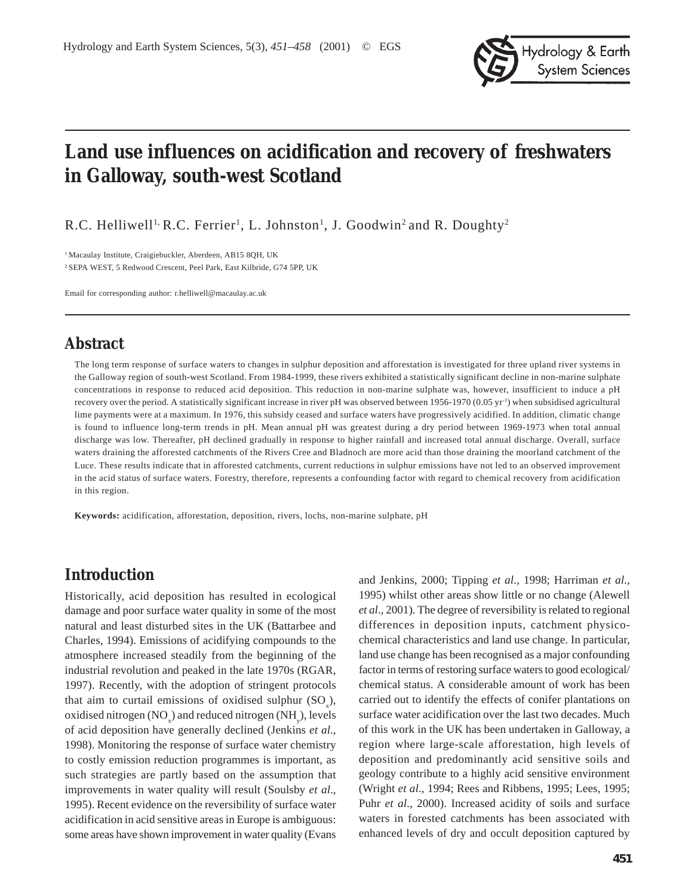# Land use influences on acidification and recovery of freshwaters in Galloway, south-west Scotland

R.C. Helliwell[1], R.C. Ferrier[1], L. Johnston[1], J. Goodwin[2] and R. Doughty[2]

[1] Macaulay Institute, Craigiebuckler, Aberdeen, AB15 8QH, UK

[2] SEPA WEST, 5 Redwood Crescent, Peel Park, East Kilbride, G74 5PP, UK

Email for corresponding author: r.helliwell@macaulay.ac.uk

## Abstract

The long term response of surface waters to changes in sulphur deposition and afforestation is investigated for three upland river systems in the Galloway region of south-west Scotland. From 1984-1999, these rivers exhibited a statistically significant decline in non-marine sulphate concentrations in response to reduced acid deposition. This reduction in non-marine sulphate was, however, insufficient to induce a pH recovery over the period. A statistically significant increase in river pH was observed between 1956-1970 (0.05 $yr^{-1}$) when subsidised agricultural lime payments were at a maximum. In 1976, this subsidy ceased and surface waters have progressively acidified. In addition, climatic change is found to influence long-term trends in pH. Mean annual pH was greatest during a dry period between 1969-1973 when total annual discharge was low. Thereafter, pH declined gradually in response to higher rainfall and increased total annual discharge. Overall, surface waters draining the afforested catchments of the Rivers Cree and Bladnoch are more acid than those draining the moorland catchment of the Luce. These results indicate that in afforested catchments, current reductions in sulphur emissions have not led to an observed improvement in the acid status of surface waters. Forestry, therefore, represents a confounding factor with regard to chemical recovery from acidification in this region.

**Keywords:** acidification, afforestation, deposition, rivers, lochs, non-marine sulphate, pH

## Introduction

Historically, acid deposition has resulted in ecological damage and poor surface water quality in some of the most natural and least disturbed sites in the UK (Battarbee and Charles, 1994). Emissions of acidifying compounds to the atmosphere increased steadily from the beginning of the industrial revolution and peaked in the late 1970s (RGAR, 1997). Recently, with the adoption of stringent protocols that aim to curtail emissions of oxidised sulphur ($SO_x$), oxidised nitrogen ($NO_x$) and reduced nitrogen ($NH_y$), levels of acid deposition have generally declined (Jenkins *et al*., 1998). Monitoring the response of surface water chemistry to costly emission reduction programmes is important, as such strategies are partly based on the assumption that improvements in water quality will result (Soulsby *et al*., 1995). Recent evidence on the reversibility of surface water acidification in acid sensitive areas in Europe is ambiguous: some areas have shown improvement in water quality (Evans and Jenkins, 2000; Tipping *et al*., 1998; Harriman *et al*., 1995) whilst other areas show little or no change (Alewell *et al*., 2001). The degree of reversibility is related to regional differences in deposition inputs, catchment physico-chemical characteristics and land use change. In particular, land use change has been recognised as a major confounding factor in terms of restoring surface waters to good ecological/chemical status. A considerable amount of work has been carried out to identify the effects of conifer plantations on surface water acidification over the last two decades. Much of this work in the UK has been undertaken in Galloway, a region where large-scale afforestation, high levels of deposition and predominantly acid sensitive soils and geology contribute to a highly acid sensitive environment (Wright *et al*., 1994; Rees and Ribbens, 1995; Lees, 1995; Puhr *et al*., 2000). Increased acidity of soils and surface waters in forested catchments has been associated with enhanced levels of dry and occult deposition captured by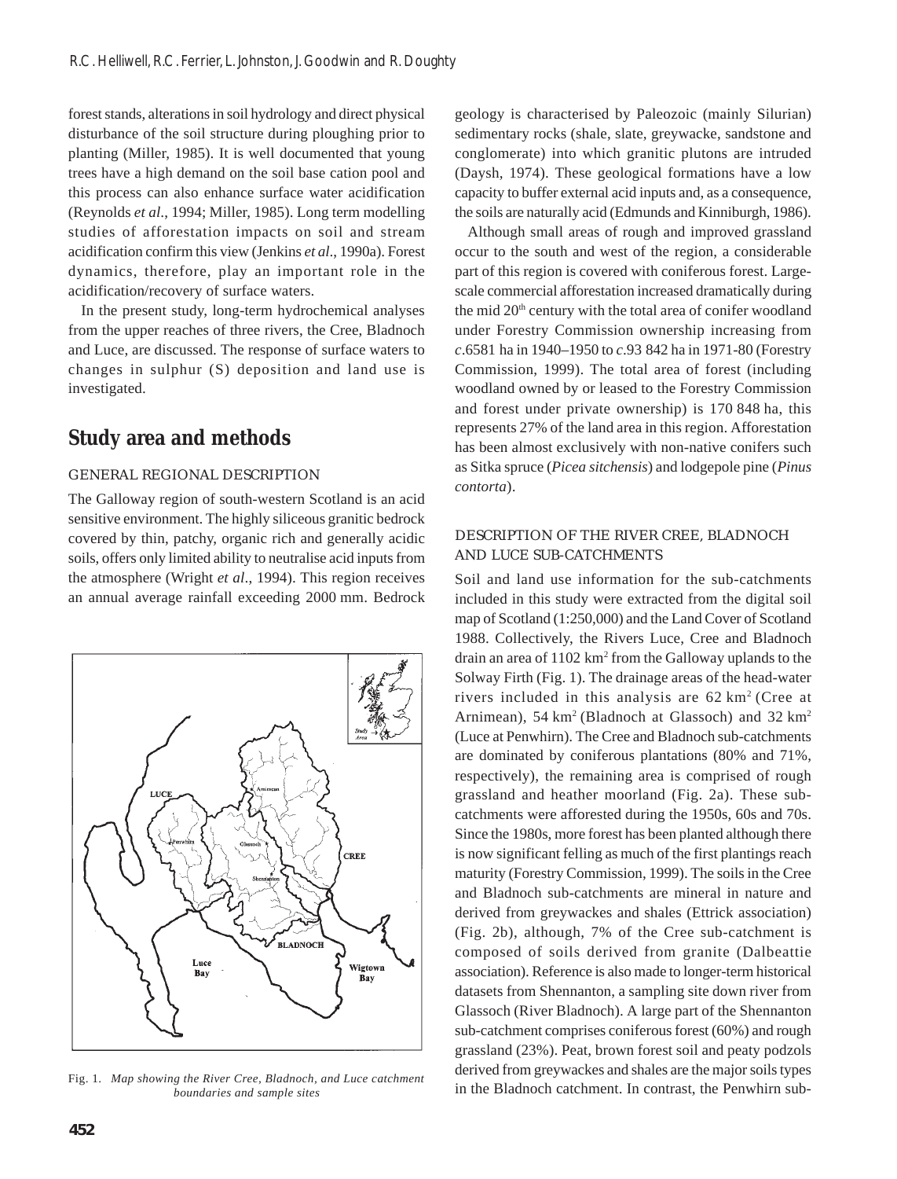forest stands, alterations in soil hydrology and direct physical disturbance of the soil structure during ploughing prior to planting (Miller, 1985). It is well documented that young trees have a high demand on the soil base cation pool and this process can also enhance surface water acidification (Reynolds *et al.*, 1994; Miller, 1985). Long term modelling studies of afforestation impacts on soil and stream acidification confirm this view (Jenkins *et al*., 1990a). Forest dynamics, therefore, play an important role in the acidification/recovery of surface waters.

In the present study, long-term hydrochemical analyses from the upper reaches of three rivers, the Cree, Bladnoch and Luce, are discussed. The response of surface waters to changes in sulphur (S) deposition and land use is investigated.

## Study area and methods

### GENERAL REGIONAL DESCRIPTION

The Galloway region of south-western Scotland is an acid sensitive environment. The highly siliceous granitic bedrock covered by thin, patchy, organic rich and generally acidic soils, offers only limited ability to neutralise acid inputs from the atmosphere (Wright *et al*., 1994). This region receives an annual average rainfall exceeding 2000 mm. Bedrock geology is characterised by Paleozoic (mainly Silurian) sedimentary rocks (shale, slate, greywacke, sandstone and conglomerate) into which granitic plutons are intruded (Daysh, 1974). These geological formations have a low capacity to buffer external acid inputs and, as a consequence, the soils are naturally acid (Edmunds and Kinniburgh, 1986).

Although small areas of rough and improved grassland occur to the south and west of the region, a considerable part of this region is covered with coniferous forest. Large-scale commercial afforestation increased dramatically during the mid 20th century with the total area of conifer woodland under Forestry Commission ownership increasing from *c*.6581 ha in 1940–1950 to *c*.93 842 ha in 1971-80 (Forestry Commission, 1999). The total area of forest (including woodland owned by or leased to the Forestry Commission and forest under private ownership) is 170 848 ha, this represents 27% of the land area in this region. Afforestation has been almost exclusively with non-native conifers such as Sitka spruce (*Picea sitchensis*) and lodgepole pine (*Pinus contorta*).

Fig. 1. *Map showing the River Cree, Bladnoch, and Luce catchment boundaries and sample sites*

### DESCRIPTION OF THE RIVER CREE, BLADNOCH AND LUCE SUB-CATCHMENTS

Soil and land use information for the sub-catchments included in this study were extracted from the digital soil map of Scotland (1:250,000) and the Land Cover of Scotland 1988. Collectively, the Rivers Luce, Cree and Bladnoch drain an area of 1102 km$^2$ from the Galloway uplands to the Solway Firth (Fig. 1). The drainage areas of the head-water rivers included in this analysis are 62 km$^2$ (Cree at Arnimean), 54 km$^2$ (Bladnoch at Glassoch) and 32 km$^2$ (Luce at Penwhirn). The Cree and Bladnoch sub-catchments are dominated by coniferous plantations (80% and 71%, respectively), the remaining area is comprised of rough grassland and heather moorland (Fig. 2a). These sub-catchments were afforested during the 1950s, 60s and 70s. Since the 1980s, more forest has been planted although there is now significant felling as much of the first plantings reach maturity (Forestry Commission, 1999). The soils in the Cree and Bladnoch sub-catchments are mineral in nature and derived from greywackes and shales (Ettrick association) (Fig. 2b), although, 7% of the Cree sub-catchment is composed of soils derived from granite (Dalbeattie association). Reference is also made to longer-term historical datasets from Shennanton, a sampling site down river from Glassoch (River Bladnoch). A large part of the Shennanton sub-catchment comprises coniferous forest (60%) and rough grassland (23%). Peat, brown forest soil and peaty podzols derived from greywackes and shales are the major soils types in the Bladnoch catchment. In contrast, the Penwhirn sub-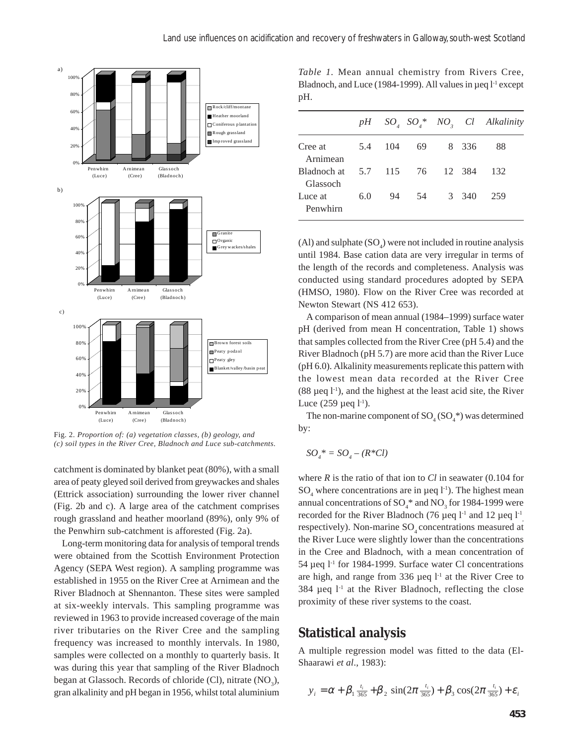Fig. 2. *Proportion of: (a) vegetation classes, (b) geology, and (c) soil types in the River Cree, Bladnoch and Luce sub-catchments.*

catchment is dominated by blanket peat (80%), with a small area of peaty gleyed soil derived from greywackes and shales (Ettrick association) surrounding the lower river channel (Fig. 2b and c). A large area of the catchment comprises rough grassland and heather moorland (89%), only 9% of the Penwhirn sub-catchment is afforested (Fig. 2a).

Long-term monitoring data for analysis of temporal trends were obtained from the Scottish Environment Protection Agency (SEPA West region). A sampling programme was established in 1955 on the River Cree at Arnimean and the River Bladnoch at Shennanton. These sites were sampled at six-weekly intervals. This sampling programme was reviewed in 1963 to provide increased coverage of the main river tributaries on the River Cree and the sampling frequency was increased to monthly intervals. In 1980, samples were collected on a monthly to quarterly basis. It was during this year that sampling of the River Bladnoch began at Glassoch. Records of chloride (Cl), nitrate ($NO_3$), gran alkalinity and pH began in 1956, whilst total aluminium (Al) and sulphate ($SO_4$) were not included in routine analysis until 1984. Base cation data are very irregular in terms of the length of the records and completeness. Analysis was conducted using standard procedures adopted by SEPA (HMSO, 1980). Flow on the River Cree was recorded at Newton Stewart (NS 412 653).

*Table 1.* Mean annual chemistry from Rivers Cree, Bladnoch, and Luce (1984-1999). All values in μeq l$^{-1}$ except pH.

| | *pH* | $SO_4$ | $SO_4$* | $NO_3$ | *Cl* | *Alkalinity* |
|---|---|---|---|---|---|---|
| Cree at Arnimean | 5.4 | 104 | 69 | 8 | 336 | 88 |
| Bladnoch at Glassoch | 5.7 | 115 | 76 | 12 | 384 | 132 |
| Luce at Penwhirn | 6.0 | 94 | 54 | 3 | 340 | 259 |

A comparison of mean annual (1984–1999) surface water pH (derived from mean H concentration, Table 1) shows that samples collected from the River Cree (pH 5.4) and the River Bladnoch (pH 5.7) are more acid than the River Luce (pH 6.0). Alkalinity measurements replicate this pattern with the lowest mean data recorded at the River Cree (88 μeq l$^{-1}$), and the highest at the least acid site, the River Luce (259 μeq l$^{-1}$).

The non-marine component of $SO_4$ ($SO_4$*) was determined by:

$$SO_4{}^* = SO_4 - (R^*Cl)$$

where *R* is the ratio of that ion to *Cl* in seawater (0.104 for $SO_4$ where concentrations are in μeq l$^{-1}$). The highest mean annual concentrations of $SO_4$* and $NO_3$ for 1984-1999 were recorded for the River Bladnoch (76 μeq l$^{-1}$ and 12 μeq l$^{-1}$, respectively). Non-marine $SO_4$ concentrations measured at the River Luce were slightly lower than the concentrations in the Cree and Bladnoch, with a mean concentration of 54 μeq l$^{-1}$ for 1984-1999. Surface water Cl concentrations are high, and range from 336 μeq l$^{-1}$ at the River Cree to 384 μeq l$^{-1}$ at the River Bladnoch, reflecting the close proximity of these river systems to the coast.

## Statistical analysis

A multiple regression model was fitted to the data (El-Shaarawi *et al*., 1983):

$$y_i = \alpha + \beta_1 \tfrac{t_i}{365} + \beta_2 \sin(2\pi \tfrac{t_i}{365}) + \beta_3 \cos(2\pi \tfrac{t_i}{365}) + \varepsilon_i$$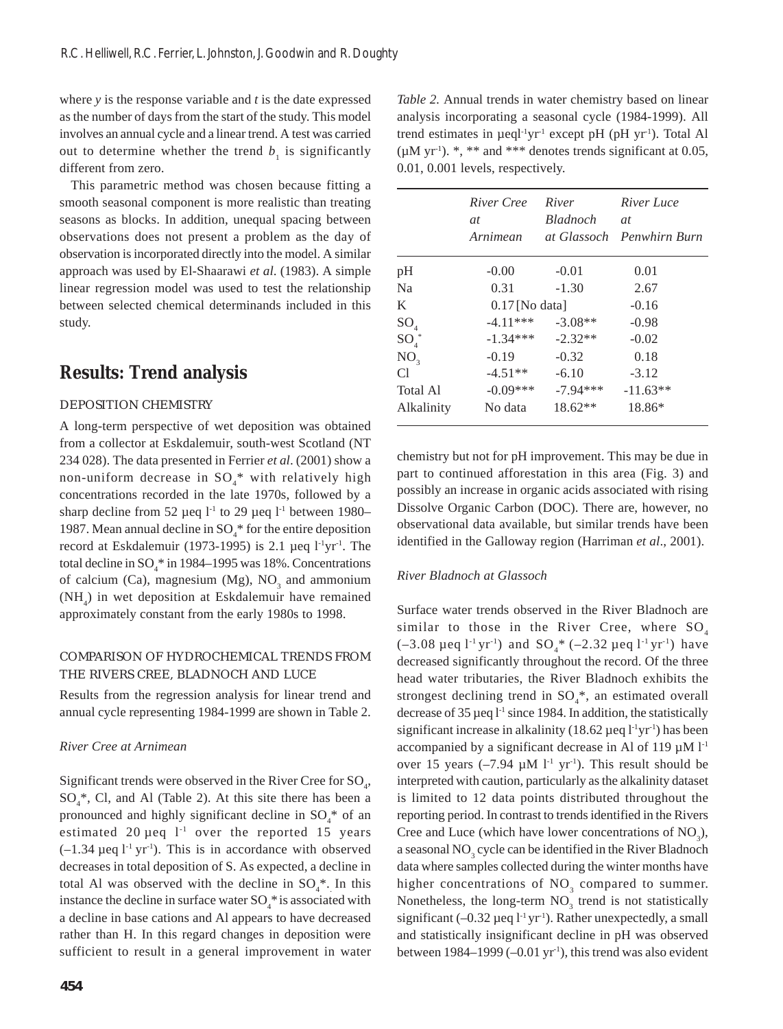where $y$ is the response variable and $t$ is the date expressed as the number of days from the start of the study. This model involves an annual cycle and a linear trend. A test was carried out to determine whether the trend $b_1$ is significantly different from zero.

This parametric method was chosen because fitting a smooth seasonal component is more realistic than treating seasons as blocks. In addition, unequal spacing between observations does not present a problem as the day of observation is incorporated directly into the model. A similar approach was used by El-Shaarawi *et al*. (1983). A simple linear regression model was used to test the relationship between selected chemical determinands included in this study.

## Results: Trend analysis

### DEPOSITION CHEMISTRY

A long-term perspective of wet deposition was obtained from a collector at Eskdalemuir, south-west Scotland (NT 234 028). The data presented in Ferrier *et al*. (2001) show a non-uniform decrease in $SO_4$* with relatively high concentrations recorded in the late 1970s, followed by a sharp decline from 52 µeq $l^{-1}$ to 29 µeq $l^{-1}$ between 1980–1987. Mean annual decline in $SO_4$* for the entire deposition record at Eskdalemuir (1973-1995) is 2.1 µeq $l^{-1}yr^{-1}$. The total decline in $SO_4$* in 1984–1995 was 18%. Concentrations of calcium (Ca), magnesium (Mg), $NO_3$ and ammonium ($NH_4$) in wet deposition at Eskdalemuir have remained approximately constant from the early 1980s to 1998.

### COMPARISON OF HYDROCHEMICAL TRENDS FROM THE RIVERS CREE, BLADNOCH AND LUCE

Results from the regression analysis for linear trend and annual cycle representing 1984-1999 are shown in Table 2.

*Table 2.* Annual trends in water chemistry based on linear analysis incorporating a seasonal cycle (1984-1999). All trend estimates in µeq$l^{-1}yr^{-1}$ except pH (pH $yr^{-1}$). Total Al (µM $yr^{-1}$). *, ** and *** denotes trends significant at 0.05, 0.01, 0.001 levels, respectively.

| | *River Cree at Arnimean* | *River Bladnoch at Glassoch* | *River Luce at Penwhirn Burn* |
|---|---|---|---|
| pH | -0.00 | -0.01 | 0.01 |
| Na | 0.31 | -1.30 | 2.67 |
| K | 0.17 | [No data] | -0.16 |
| $SO_4$ | -4.11*** | -3.08** | -0.98 |
| $SO_4^*$ | -1.34*** | -2.32** | -0.02 |
| $NO_3$ | -0.19 | -0.32 | 0.18 |
| Cl | -4.51** | -6.10 | -3.12 |
| Total Al | -0.09*** | -7.94*** | -11.63** |
| Alkalinity | No data | 18.62** | 18.86* |

*River Cree at Arnimean*

Significant trends were observed in the River Cree for $SO_4$, $SO_4$*, Cl, and Al (Table 2). At this site there has been a pronounced and highly significant decline in $SO_4$* of an estimated 20 µeq $l^{-1}$ over the reported 15 years (–1.34 µeq $l^{-1}$ $yr^{-1}$). This is in accordance with observed decreases in total deposition of S. As expected, a decline in total Al was observed with the decline in $SO_4$*. In this instance the decline in surface water $SO_4$* is associated with a decline in base cations and Al appears to have decreased rather than H. In this regard changes in deposition were sufficient to result in a general improvement in water chemistry but not for pH improvement. This may be due in part to continued afforestation in this area (Fig. 3) and possibly an increase in organic acids associated with rising Dissolve Organic Carbon (DOC). There are, however, no observational data available, but similar trends have been identified in the Galloway region (Harriman *et al*., 2001).

*River Bladnoch at Glassoch*

Surface water trends observed in the River Bladnoch are similar to those in the River Cree, where $SO_4$ (–3.08 µeq $l^{-1}$ $yr^{-1}$) and $SO_4$* (–2.32 µeq $l^{-1}$ $yr^{-1}$) have decreased significantly throughout the record. Of the three head water tributaries, the River Bladnoch exhibits the strongest declining trend in $SO_4$*, an estimated overall decrease of 35 µeq $l^{-1}$ since 1984. In addition, the statistically significant increase in alkalinity (18.62 µeq $l^{-1}yr^{-1}$) has been accompanied by a significant decrease in Al of 119 µM $l^{-1}$ over 15 years (–7.94 µM $l^{-1}$ $yr^{-1}$). This result should be interpreted with caution, particularly as the alkalinity dataset is limited to 12 data points distributed throughout the reporting period. In contrast to trends identified in the Rivers Cree and Luce (which have lower concentrations of $NO_3$), a seasonal $NO_3$ cycle can be identified in the River Bladnoch data where samples collected during the winter months have higher concentrations of $NO_3$ compared to summer. Nonetheless, the long-term $NO_3$ trend is not statistically significant (–0.32 µeq $l^{-1}$ $yr^{-1}$). Rather unexpectedly, a small and statistically insignificant decline in pH was observed between 1984–1999 (–0.01 $yr^{-1}$), this trend was also evident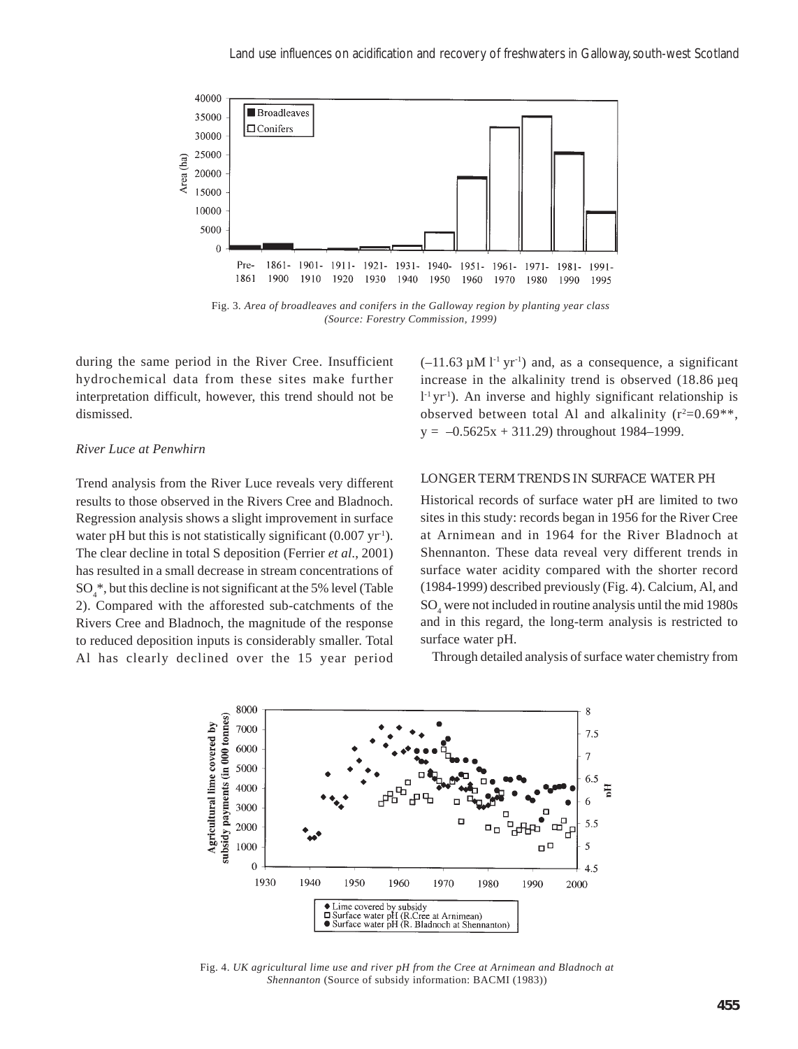Fig. 3. *Area of broadleaves and conifers in the Galloway region by planting year class (Source: Forestry Commission, 1999)*

during the same period in the River Cree. Insufficient hydrochemical data from these sites make further interpretation difficult, however, this trend should not be dismissed.

*River Luce at Penwhirn*

Trend analysis from the River Luce reveals very different results to those observed in the Rivers Cree and Bladnoch. Regression analysis shows a slight improvement in surface water pH but this is not statistically significant (0.007 $yr^{-1}$). The clear decline in total S deposition (Ferrier *et al*., 2001) has resulted in a small decrease in stream concentrations of $SO_4$*, but this decline is not significant at the 5% level (Table 2). Compared with the afforested sub-catchments of the Rivers Cree and Bladnoch, the magnitude of the response to reduced deposition inputs is considerably smaller. Total Al has clearly declined over the 15 year period (–11.63 µM $l^{-1}$ $yr^{-1}$) and, as a consequence, a significant increase in the alkalinity trend is observed (18.86 µeq $l^{-1}$ $yr^{-1}$). An inverse and highly significant relationship is observed between total Al and alkalinity ($r^2$=0.69**, $y = -0.5625x + 311.29$) throughout 1984–1999.

## LONGER TERM TRENDS IN SURFACE WATER PH

Historical records of surface water pH are limited to two sites in this study: records began in 1956 for the River Cree at Arnimean and in 1964 for the River Bladnoch at Shennanton. These data reveal very different trends in surface water acidity compared with the shorter record (1984-1999) described previously (Fig. 4). Calcium, Al, and $SO_4$ were not included in routine analysis until the mid 1980s and in this regard, the long-term analysis is restricted to surface water pH.

Through detailed analysis of surface water chemistry from

Fig. 4. *UK agricultural lime use and river pH from the Cree at Arnimean and Bladnoch at Shennanton* (Source of subsidy information: BACMI (1983))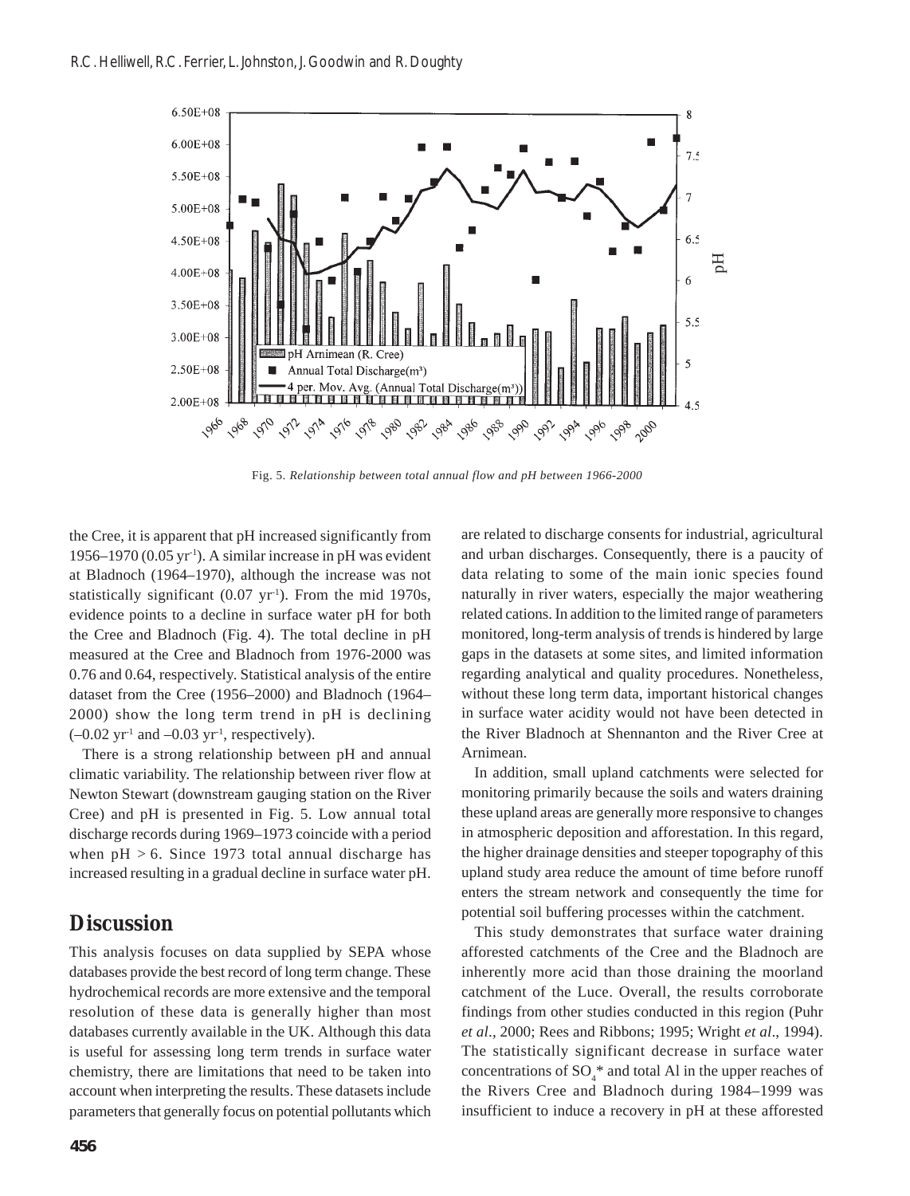Fig. 5. *Relationship between total annual flow and pH between 1966-2000*

the Cree, it is apparent that pH increased significantly from 1956–1970 (0.05 $yr^{-1}$). A similar increase in pH was evident at Bladnoch (1964–1970), although the increase was not statistically significant (0.07 $yr^{-1}$). From the mid 1970s, evidence points to a decline in surface water pH for both the Cree and Bladnoch (Fig. 4). The total decline in pH measured at the Cree and Bladnoch from 1976-2000 was 0.76 and 0.64, respectively. Statistical analysis of the entire dataset from the Cree (1956–2000) and Bladnoch (1964–2000) show the long term trend in pH is declining (–0.02 $yr^{-1}$ and –0.03 $yr^{-1}$, respectively).

There is a strong relationship between pH and annual climatic variability. The relationship between river flow at Newton Stewart (downstream gauging station on the River Cree) and pH is presented in Fig. 5. Low annual total discharge records during 1969–1973 coincide with a period when pH > 6. Since 1973 total annual discharge has increased resulting in a gradual decline in surface water pH.

## Discussion

This analysis focuses on data supplied by SEPA whose databases provide the best record of long term change. These hydrochemical records are more extensive and the temporal resolution of these data is generally higher than most databases currently available in the UK. Although this data is useful for assessing long term trends in surface water chemistry, there are limitations that need to be taken into account when interpreting the results. These datasets include parameters that generally focus on potential pollutants which are related to discharge consents for industrial, agricultural and urban discharges. Consequently, there is a paucity of data relating to some of the main ionic species found naturally in river waters, especially the major weathering related cations. In addition to the limited range of parameters monitored, long-term analysis of trends is hindered by large gaps in the datasets at some sites, and limited information regarding analytical and quality procedures. Nonetheless, without these long term data, important historical changes in surface water acidity would not have been detected in the River Bladnoch at Shennanton and the River Cree at Arnimean.

In addition, small upland catchments were selected for monitoring primarily because the soils and waters draining these upland areas are generally more responsive to changes in atmospheric deposition and afforestation. In this regard, the higher drainage densities and steeper topography of this upland study area reduce the amount of time before runoff enters the stream network and consequently the time for potential soil buffering processes within the catchment.

This study demonstrates that surface water draining afforested catchments of the Cree and the Bladnoch are inherently more acid than those draining the moorland catchment of the Luce. Overall, the results corroborate findings from other studies conducted in this region (Puhr *et al*., 2000; Rees and Ribbons; 1995; Wright *et al*., 1994). The statistically significant decrease in surface water concentrations of $SO_4$* and total Al in the upper reaches of the Rivers Cree and Bladnoch during 1984–1999 was insufficient to induce a recovery in pH at these afforested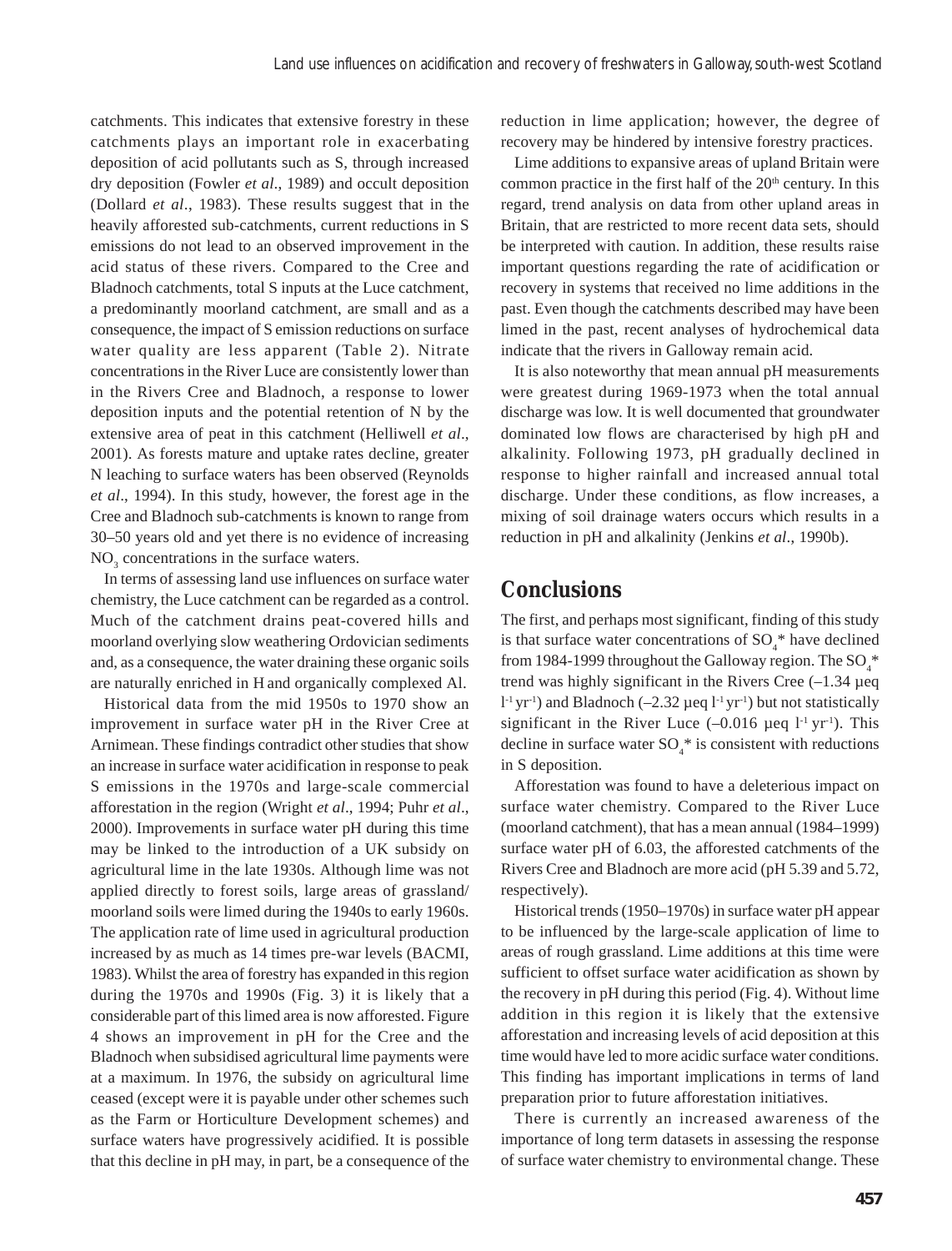catchments. This indicates that extensive forestry in these catchments plays an important role in exacerbating deposition of acid pollutants such as S, through increased dry deposition (Fowler *et al.*, 1989) and occult deposition (Dollard *et al*., 1983). These results suggest that in the heavily afforested sub-catchments, current reductions in S emissions do not lead to an observed improvement in the acid status of these rivers. Compared to the Cree and Bladnoch catchments, total S inputs at the Luce catchment, a predominantly moorland catchment, are small and as a consequence, the impact of S emission reductions on surface water quality are less apparent (Table 2). Nitrate concentrations in the River Luce are consistently lower than in the Rivers Cree and Bladnoch, a response to lower deposition inputs and the potential retention of N by the extensive area of peat in this catchment (Helliwell *et al*., 2001). As forests mature and uptake rates decline, greater N leaching to surface waters has been observed (Reynolds *et al*., 1994). In this study, however, the forest age in the Cree and Bladnoch sub-catchments is known to range from 30–50 years old and yet there is no evidence of increasing $NO_3$ concentrations in the surface waters.

In terms of assessing land use influences on surface water chemistry, the Luce catchment can be regarded as a control. Much of the catchment drains peat-covered hills and moorland overlying slow weathering Ordovician sediments and, as a consequence, the water draining these organic soils are naturally enriched in H and organically complexed Al.

Historical data from the mid 1950s to 1970 show an improvement in surface water pH in the River Cree at Arnimean. These findings contradict other studies that show an increase in surface water acidification in response to peak S emissions in the 1970s and large-scale commercial afforestation in the region (Wright *et al*., 1994; Puhr *et al*., 2000). Improvements in surface water pH during this time may be linked to the introduction of a UK subsidy on agricultural lime in the late 1930s. Although lime was not applied directly to forest soils, large areas of grassland/moorland soils were limed during the 1940s to early 1960s. The application rate of lime used in agricultural production increased by as much as 14 times pre-war levels (BACMI, 1983). Whilst the area of forestry has expanded in this region during the 1970s and 1990s (Fig. 3) it is likely that a considerable part of this limed area is now afforested. Figure 4 shows an improvement in pH for the Cree and the Bladnoch when subsidised agricultural lime payments were at a maximum. In 1976, the subsidy on agricultural lime ceased (except were it is payable under other schemes such as the Farm or Horticulture Development schemes) and surface waters have progressively acidified. It is possible that this decline in pH may, in part, be a consequence of the reduction in lime application; however, the degree of recovery may be hindered by intensive forestry practices.

Lime additions to expansive areas of upland Britain were common practice in the first half of the 20th century. In this regard, trend analysis on data from other upland areas in Britain, that are restricted to more recent data sets, should be interpreted with caution. In addition, these results raise important questions regarding the rate of acidification or recovery in systems that received no lime additions in the past. Even though the catchments described may have been limed in the past, recent analyses of hydrochemical data indicate that the rivers in Galloway remain acid.

It is also noteworthy that mean annual pH measurements were greatest during 1969-1973 when the total annual discharge was low. It is well documented that groundwater dominated low flows are characterised by high pH and alkalinity. Following 1973, pH gradually declined in response to higher rainfall and increased annual total discharge. Under these conditions, as flow increases, a mixing of soil drainage waters occurs which results in a reduction in pH and alkalinity (Jenkins *et al*., 1990b).

## Conclusions

The first, and perhaps most significant, finding of this study is that surface water concentrations of $SO_4$* have declined from 1984-1999 throughout the Galloway region. The $SO_4$* trend was highly significant in the Rivers Cree (–1.34 µeq $l^{-1}$ $yr^{-1}$) and Bladnoch (–2.32 µeq $l^{-1}$ $yr^{-1}$) but not statistically significant in the River Luce (–0.016 µeq $l^{-1}$ $yr^{-1}$). This decline in surface water $SO_4$* is consistent with reductions in S deposition.

Afforestation was found to have a deleterious impact on surface water chemistry. Compared to the River Luce (moorland catchment), that has a mean annual (1984–1999) surface water pH of 6.03, the afforested catchments of the Rivers Cree and Bladnoch are more acid (pH 5.39 and 5.72, respectively).

Historical trends (1950–1970s) in surface water pH appear to be influenced by the large-scale application of lime to areas of rough grassland. Lime additions at this time were sufficient to offset surface water acidification as shown by the recovery in pH during this period (Fig. 4). Without lime addition in this region it is likely that the extensive afforestation and increasing levels of acid deposition at this time would have led to more acidic surface water conditions. This finding has important implications in terms of land preparation prior to future afforestation initiatives.

There is currently an increased awareness of the importance of long term datasets in assessing the response of surface water chemistry to environmental change. These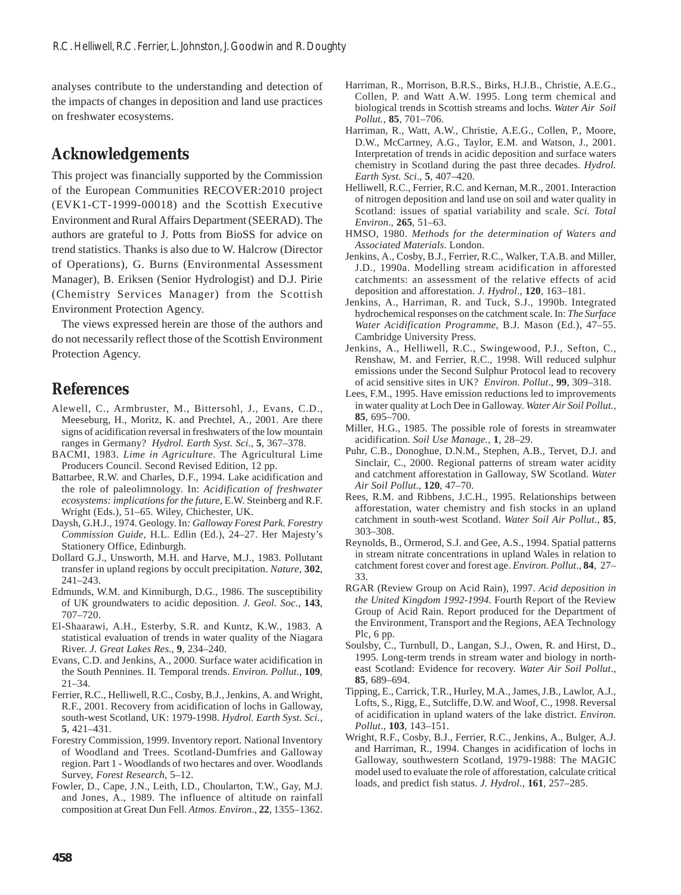analyses contribute to the understanding and detection of the impacts of changes in deposition and land use practices on freshwater ecosystems.

## Acknowledgements

This project was financially supported by the Commission of the European Communities RECOVER:2010 project (EVK1-CT-1999-00018) and the Scottish Executive Environment and Rural Affairs Department (SEERAD). The authors are grateful to J. Potts from BioSS for advice on trend statistics. Thanks is also due to W. Halcrow (Director of Operations), G. Burns (Environmental Assessment Manager), B. Eriksen (Senior Hydrologist) and D.J. Pirie (Chemistry Services Manager) from the Scottish Environment Protection Agency.

The views expressed herein are those of the authors and do not necessarily reflect those of the Scottish Environment Protection Agency.

## References

Alewell, C., Armbruster, M., Bittersohl, J., Evans, C.D., Meeseburg, H., Moritz, K. and Prechtel, A., 2001. Are there signs of acidification reversal in freshwaters of the low mountain ranges in Germany? *Hydrol. Earth Syst. Sci.*, **5**, 367–378.

BACMI, 1983. *Lime in Agriculture*. The Agricultural Lime Producers Council. Second Revised Edition, 12 pp.

Battarbee, R.W. and Charles, D.F., 1994. Lake acidification and the role of paleolimnology. In: *Acidification of freshwater ecosystems: implications for the future*, E.W. Steinberg and R.F. Wright (Eds.), 51–65. Wiley, Chichester, UK.

Daysh, G.H.J., 1974. Geology. In*: Galloway Forest Park. Forestry Commission Guide*, H.L. Edlin (Ed.), 24–27. Her Majesty's Stationery Office, Edinburgh.

Dollard G.J., Unsworth, M.H. and Harve, M.J., 1983. Pollutant transfer in upland regions by occult precipitation. *Nature*, **302**, 241–243.

Edmunds, W.M. and Kinniburgh, D.G., 1986. The susceptibility of UK groundwaters to acidic deposition. *J. Geol. Soc.*, **143**, 707–720.

El-Shaarawi, A.H., Esterby, S.R. and Kuntz, K.W., 1983. A statistical evaluation of trends in water quality of the Niagara River. *J. Great Lakes Res.*, **9**, 234–240.

Evans, C.D. and Jenkins, A., 2000. Surface water acidification in the South Pennines. II. Temporal trends. *Environ. Pollut*., **109**, 21–34.

Ferrier, R.C., Helliwell, R.C., Cosby, B.J., Jenkins, A. and Wright, R.F., 2001. Recovery from acidification of lochs in Galloway, south-west Scotland, UK: 1979-1998. *Hydrol. Earth Syst. Sci.*, **5**, 421–431.

Forestry Commission, 1999. Inventory report. National Inventory of Woodland and Trees. Scotland-Dumfries and Galloway region. Part 1 - Woodlands of two hectares and over. Woodlands Survey, *Forest Research*, 5–12.

Fowler, D., Cape, J.N., Leith, I.D., Choularton, T.W., Gay, M.J. and Jones, A., 1989. The influence of altitude on rainfall composition at Great Dun Fell. *Atmos. Environ*., **22**, 1355–1362.

Harriman, R., Morrison, B.R.S., Birks, H.J.B., Christie, A.E.G., Collen, P. and Watt A.W. 1995. Long term chemical and biological trends in Scottish streams and lochs. *Water Air Soil Pollut.*, **85**, 701–706.

Harriman, R., Watt, A.W., Christie, A.E.G., Collen, P., Moore, D.W., McCartney, A.G., Taylor, E.M. and Watson, J., 2001. Interpretation of trends in acidic deposition and surface waters chemistry in Scotland during the past three decades. *Hydrol. Earth Syst. Sci*., **5**, 407–420.

Helliwell, R.C., Ferrier, R.C. and Kernan, M.R., 2001. Interaction of nitrogen deposition and land use on soil and water quality in Scotland: issues of spatial variability and scale. *Sci. Total Environ*., **265**, 51–63.

HMSO, 1980. *Methods for the determination of Waters and Associated Materials*. London.

Jenkins, A., Cosby, B.J., Ferrier, R.C., Walker, T.A.B. and Miller, J.D., 1990a. Modelling stream acidification in afforested catchments: an assessment of the relative effects of acid deposition and afforestation. *J. Hydrol*., **120**, 163–181.

Jenkins, A., Harriman, R. and Tuck, S.J., 1990b. Integrated hydrochemical responses on the catchment scale. In: *The Surface Water Acidification Programme*, B.J. Mason (Ed.), 47–55. Cambridge University Press.

Jenkins, A., Helliwell, R.C., Swingewood, P.J., Sefton, C., Renshaw, M. and Ferrier, R.C., 1998. Will reduced sulphur emissions under the Second Sulphur Protocol lead to recovery of acid sensitive sites in UK? *Environ. Pollut*., **99**, 309–318.

Lees, F.M., 1995. Have emission reductions led to improvements in water quality at Loch Dee in Galloway. *Water Air Soil Pollut.*, **85**, 695–700.

Miller, H.G., 1985. The possible role of forests in streamwater acidification. *Soil Use Manage.*, **1**, 28–29.

Puhr, C.B., Donoghue, D.N.M., Stephen, A.B., Tervet, D.J. and Sinclair, C., 2000. Regional patterns of stream water acidity and catchment afforestation in Galloway, SW Scotland. *Water Air Soil Pollut*., **120**, 47–70.

Rees, R.M. and Ribbens, J.C.H., 1995. Relationships between afforestation, water chemistry and fish stocks in an upland catchment in south-west Scotland. *Water Soil Air Pollut.*, **85**, 303–308.

Reynolds, B., Ormerod, S.J. and Gee, A.S., 1994. Spatial patterns in stream nitrate concentrations in upland Wales in relation to catchment forest cover and forest age. *Environ. Pollut*., **84**, 27–33.

RGAR (Review Group on Acid Rain), 1997. *Acid deposition in the United Kingdom 1992-1994*. Fourth Report of the Review Group of Acid Rain. Report produced for the Department of the Environment, Transport and the Regions, AEA Technology Plc, 6 pp.

Soulsby, C., Turnbull, D., Langan, S.J., Owen, R. and Hirst, D., 1995. Long-term trends in stream water and biology in north-east Scotland: Evidence for recovery. *Water Air Soil Pollut*., **85**, 689–694.

Tipping, E., Carrick, T.R., Hurley, M.A., James, J.B., Lawlor, A.J., Lofts, S., Rigg, E., Sutcliffe, D.W. and Woof, C., 1998. Reversal of acidification in upland waters of the lake district. *Environ. Pollut*., **103**, 143–151.

Wright, R.F., Cosby, B.J., Ferrier, R.C., Jenkins, A., Bulger, A.J. and Harriman, R., 1994. Changes in acidification of lochs in Galloway, southwestern Scotland, 1979-1988: The MAGIC model used to evaluate the role of afforestation, calculate critical loads, and predict fish status. *J. Hydrol*., **161**, 257–285.